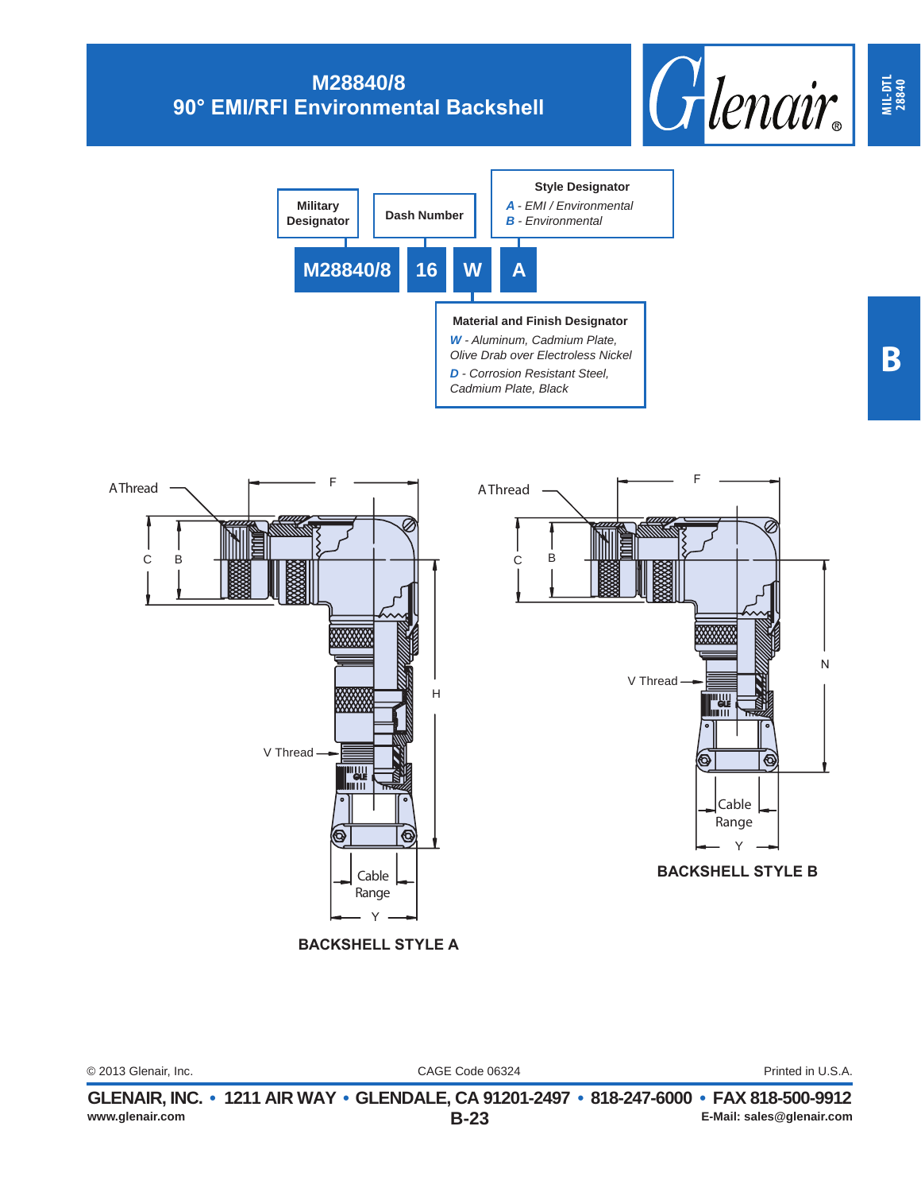# M28840/8
## 90° EMI/RFI Environmental Backshell

**Military Designator** | **Dash Number** | **Material and Finish Designator** | **Style Designator**

**M28840/8 16 W A**

**Style Designator**
- *A - EMI / Environmental*
- *B - Environmental*

**Material and Finish Designator**
- *W - Aluminum, Cadmium Plate, Olive Drab over Electroless Nickel*
- *D - Corrosion Resistant Steel, Cadmium Plate, Black*

A Thread, F, C, B, H, V Thread, Cable Range, Y

**BACKSHELL STYLE A**

A Thread, F, C, B, N, V Thread, Cable Range, Y

**BACKSHELL STYLE B**

© 2013 Glenair, Inc. CAGE Code 06324 Printed in U.S.A.

**GLENAIR, INC. • 1211 AIR WAY • GLENDALE, CA 91201-2497 • 818-247-6000 • FAX 818-500-9912**

**www.glenair.com** **B-23** **E-Mail: sales@glenair.com**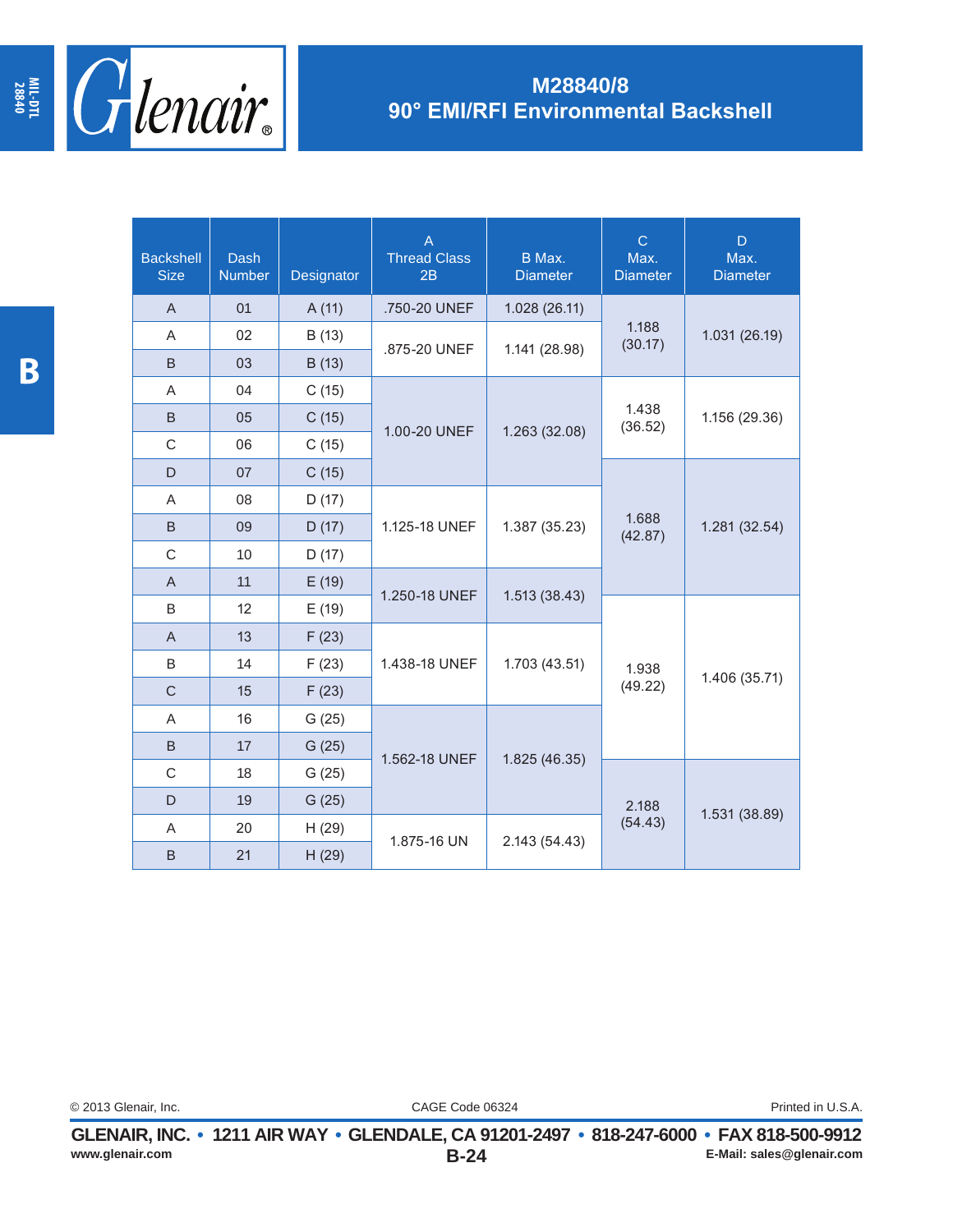# M28840/8
## 90° EMI/RFI Environmental Backshell

| Backshell Size | Dash Number | Designator | A Thread Class 2B | B Max. Diameter | C Max. Diameter | D Max. Diameter |
|---|---|---|---|---|---|---|
| A | 01 | A (11) | .750-20 UNEF | 1.028 (26.11) | 1.188 (30.17) | 1.031 (26.19) |
| A | 02 | B (13) | .875-20 UNEF | 1.141 (28.98) | 1.188 (30.17) | 1.031 (26.19) |
| B | 03 | B (13) | .875-20 UNEF | 1.141 (28.98) | 1.188 (30.17) | 1.031 (26.19) |
| A | 04 | C (15) | 1.00-20 UNEF | 1.263 (32.08) | 1.438 (36.52) | 1.156 (29.36) |
| B | 05 | C (15) | 1.00-20 UNEF | 1.263 (32.08) | 1.438 (36.52) | 1.156 (29.36) |
| C | 06 | C (15) | 1.00-20 UNEF | 1.263 (32.08) | 1.438 (36.52) | 1.156 (29.36) |
| D | 07 | C (15) | 1.00-20 UNEF | 1.263 (32.08) | 1.688 (42.87) | 1.281 (32.54) |
| A | 08 | D (17) | 1.125-18 UNEF | 1.387 (35.23) | 1.688 (42.87) | 1.281 (32.54) |
| B | 09 | D (17) | 1.125-18 UNEF | 1.387 (35.23) | 1.688 (42.87) | 1.281 (32.54) |
| C | 10 | D (17) | 1.125-18 UNEF | 1.387 (35.23) | 1.688 (42.87) | 1.281 (32.54) |
| A | 11 | E (19) | 1.250-18 UNEF | 1.513 (38.43) | 1.688 (42.87) | 1.281 (32.54) |
| B | 12 | E (19) | 1.250-18 UNEF | 1.513 (38.43) | 1.938 (49.22) | 1.406 (35.71) |
| A | 13 | F (23) | 1.438-18 UNEF | 1.703 (43.51) | 1.938 (49.22) | 1.406 (35.71) |
| B | 14 | F (23) | 1.438-18 UNEF | 1.703 (43.51) | 1.938 (49.22) | 1.406 (35.71) |
| C | 15 | F (23) | 1.438-18 UNEF | 1.703 (43.51) | 1.938 (49.22) | 1.406 (35.71) |
| A | 16 | G (25) | 1.562-18 UNEF | 1.825 (46.35) | 1.938 (49.22) | 1.406 (35.71) |
| B | 17 | G (25) | 1.562-18 UNEF | 1.825 (46.35) | 1.938 (49.22) | 1.406 (35.71) |
| C | 18 | G (25) | 1.562-18 UNEF | 1.825 (46.35) | 2.188 (54.43) | 1.531 (38.89) |
| D | 19 | G (25) | 1.562-18 UNEF | 1.825 (46.35) | 2.188 (54.43) | 1.531 (38.89) |
| A | 20 | H (29) | 1.875-16 UN | 2.143 (54.43) | 2.188 (54.43) | 1.531 (38.89) |
| B | 21 | H (29) | 1.875-16 UN | 2.143 (54.43) | 2.188 (54.43) | 1.531 (38.89) |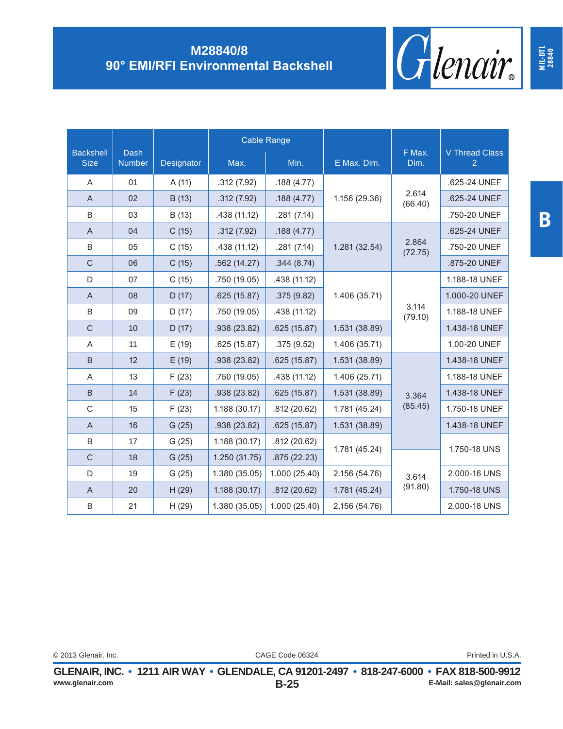# M28840/8
## 90° EMI/RFI Environmental Backshell

| Backshell Size | Dash Number | Designator | Cable Range | | E Max. Dim. | F Max. Dim. | V Thread Class 2 |
|---|---|---|---|---|---|---|---|
| | | | Max. | Min. | | | |
| A | 01 | A (11) | .312 (7.92) | .188 (4.77) | 1.156 (29.36) | 2.614 (66.40) | .625-24 UNEF |
| A | 02 | B (13) | .312 (7.92) | .188 (4.77) | 1.156 (29.36) | 2.614 (66.40) | .625-24 UNEF |
| B | 03 | B (13) | .438 (11.12) | .281 (7.14) | 1.156 (29.36) | 2.614 (66.40) | .750-20 UNEF |
| A | 04 | C (15) | .312 (7.92) | .188 (4.77) | 1.281 (32.54) | 2.864 (72.75) | .625-24 UNEF |
| B | 05 | C (15) | .438 (11.12) | .281 (7.14) | 1.281 (32.54) | 2.864 (72.75) | .750-20 UNEF |
| C | 06 | C (15) | .562 (14.27) | .344 (8.74) | 1.281 (32.54) | 2.864 (72.75) | .875-20 UNEF |
| D | 07 | C (15) | .750 (19.05) | .438 (11.12) | 1.406 (35.71) | 3.114 (79.10) | 1.188-18 UNEF |
| A | 08 | D (17) | .625 (15.87) | .375 (9.82) | 1.406 (35.71) | 3.114 (79.10) | 1.000-20 UNEF |
| B | 09 | D (17) | .750 (19.05) | .438 (11.12) | 1.406 (35.71) | 3.114 (79.10) | 1.188-18 UNEF |
| C | 10 | D (17) | .938 (23.82) | .625 (15.87) | 1.531 (38.89) | 3.114 (79.10) | 1.438-18 UNEF |
| A | 11 | E (19) | .625 (15.87) | .375 (9.52) | 1.406 (35.71) | 3.114 (79.10) | 1.00-20 UNEF |
| B | 12 | E (19) | .938 (23.82) | .625 (15.87) | 1.531 (38.89) | 3.364 (85.45) | 1.438-18 UNEF |
| A | 13 | F (23) | .750 (19.05) | .438 (11.12) | 1.406 (25.71) | 3.364 (85.45) | 1.188-18 UNEF |
| B | 14 | F (23) | .938 (23.82) | .625 (15.87) | 1.531 (38.89) | 3.364 (85.45) | 1.438-18 UNEF |
| C | 15 | F (23) | 1.188 (30.17) | .812 (20.62) | 1.781 (45.24) | 3.364 (85.45) | 1.750-18 UNEF |
| A | 16 | G (25) | .938 (23.82) | .625 (15.87) | 1.531 (38.89) | 3.364 (85.45) | 1.438-18 UNEF |
| B | 17 | G (25) | 1.188 (30.17) | .812 (20.62) | 1.781 (45.24) | 3.364 (85.45) | 1.750-18 UNS |
| C | 18 | G (25) | 1.250 (31.75) | .875 (22.23) | 1.781 (45.24) | 3.614 (91.80) | 1.750-18 UNS |
| D | 19 | G (25) | 1.380 (35.05) | 1.000 (25.40) | 2.156 (54.76) | 3.614 (91.80) | 2.000-16 UNS |
| A | 20 | H (29) | 1.188 (30.17) | .812 (20.62) | 1.781 (45.24) | 3.614 (91.80) | 1.750-18 UNS |
| B | 21 | H (29) | 1.380 (35.05) | 1.000 (25.40) | 2.156 (54.76) | 3.614 (91.80) | 2.000-18 UNS |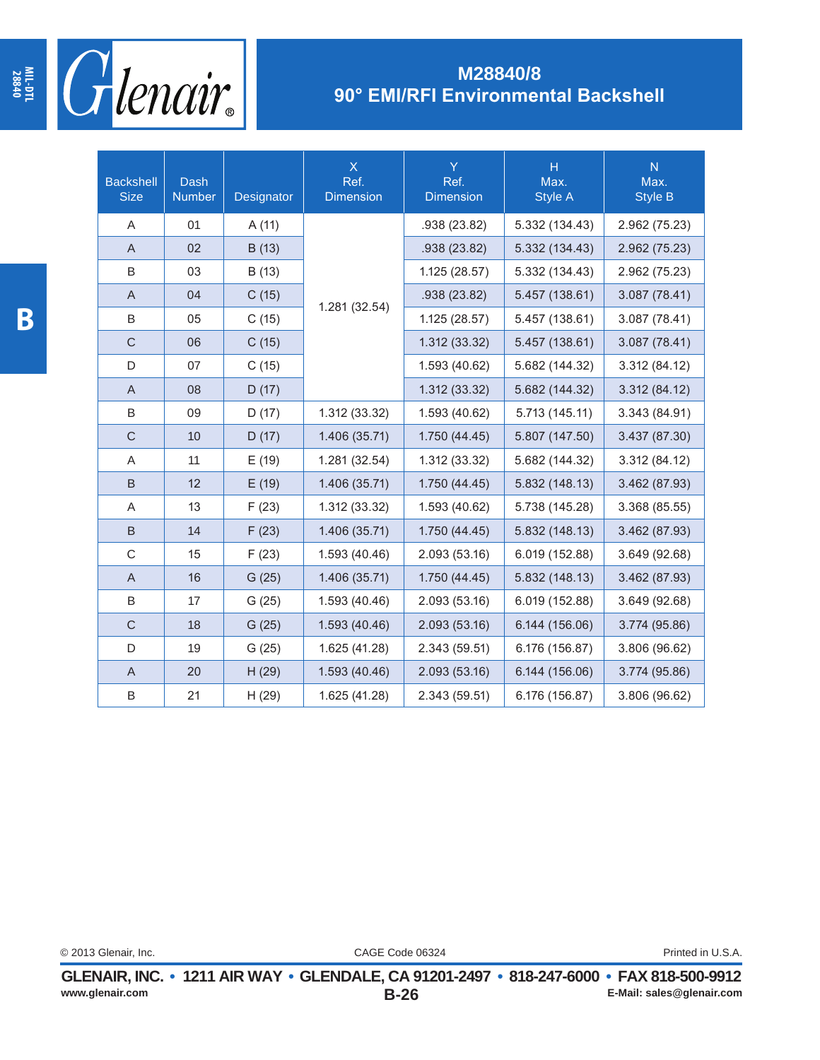## M28840/8
## 90° EMI/RFI Environmental Backshell

| Backshell Size | Dash Number | Designator | X Ref. Dimension | Y Ref. Dimension | H Max. Style A | N Max. Style B |
|---|---|---|---|---|---|---|
| A | 01 | A (11) | 1.281 (32.54) | .938 (23.82) | 5.332 (134.43) | 2.962 (75.23) |
| A | 02 | B (13) | 1.281 (32.54) | .938 (23.82) | 5.332 (134.43) | 2.962 (75.23) |
| B | 03 | B (13) | 1.281 (32.54) | 1.125 (28.57) | 5.332 (134.43) | 2.962 (75.23) |
| A | 04 | C (15) | 1.281 (32.54) | .938 (23.82) | 5.457 (138.61) | 3.087 (78.41) |
| B | 05 | C (15) | 1.281 (32.54) | 1.125 (28.57) | 5.457 (138.61) | 3.087 (78.41) |
| C | 06 | C (15) | 1.281 (32.54) | 1.312 (33.32) | 5.457 (138.61) | 3.087 (78.41) |
| D | 07 | C (15) | 1.281 (32.54) | 1.593 (40.62) | 5.682 (144.32) | 3.312 (84.12) |
| A | 08 | D (17) | 1.281 (32.54) | 1.312 (33.32) | 5.682 (144.32) | 3.312 (84.12) |
| B | 09 | D (17) | 1.312 (33.32) | 1.593 (40.62) | 5.713 (145.11) | 3.343 (84.91) |
| C | 10 | D (17) | 1.406 (35.71) | 1.750 (44.45) | 5.807 (147.50) | 3.437 (87.30) |
| A | 11 | E (19) | 1.281 (32.54) | 1.312 (33.32) | 5.682 (144.32) | 3.312 (84.12) |
| B | 12 | E (19) | 1.406 (35.71) | 1.750 (44.45) | 5.832 (148.13) | 3.462 (87.93) |
| A | 13 | F (23) | 1.312 (33.32) | 1.593 (40.62) | 5.738 (145.28) | 3.368 (85.55) |
| B | 14 | F (23) | 1.406 (35.71) | 1.750 (44.45) | 5.832 (148.13) | 3.462 (87.93) |
| C | 15 | F (23) | 1.593 (40.46) | 2.093 (53.16) | 6.019 (152.88) | 3.649 (92.68) |
| A | 16 | G (25) | 1.406 (35.71) | 1.750 (44.45) | 5.832 (148.13) | 3.462 (87.93) |
| B | 17 | G (25) | 1.593 (40.46) | 2.093 (53.16) | 6.019 (152.88) | 3.649 (92.68) |
| C | 18 | G (25) | 1.593 (40.46) | 2.093 (53.16) | 6.144 (156.06) | 3.774 (95.86) |
| D | 19 | G (25) | 1.625 (41.28) | 2.343 (59.51) | 6.176 (156.87) | 3.806 (96.62) |
| A | 20 | H (29) | 1.593 (40.46) | 2.093 (53.16) | 6.144 (156.06) | 3.774 (95.86) |
| B | 21 | H (29) | 1.625 (41.28) | 2.343 (59.51) | 6.176 (156.87) | 3.806 (96.62) |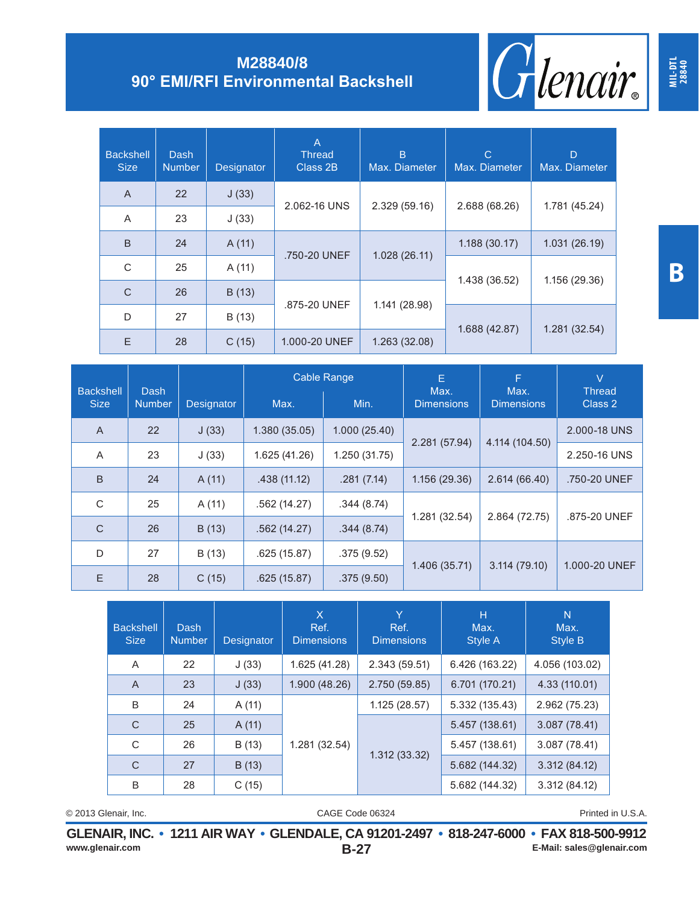# M28840/8
## 90° EMI/RFI Environmental Backshell

| Backshell Size | Dash Number | Designator | A Thread Class 2B | B Max. Diameter | C Max. Diameter | D Max. Diameter |
|---|---|---|---|---|---|---|
| A | 22 | J (33) | 2.062-16 UNS | 2.329 (59.16) | 2.688 (68.26) | 1.781 (45.24) |
| A | 23 | J (33) | | | | |
| B | 24 | A (11) | .750-20 UNEF | 1.028 (26.11) | 1.188 (30.17) | 1.031 (26.19) |
| C | 25 | A (11) | | | 1.438 (36.52) | 1.156 (29.36) |
| C | 26 | B (13) | .875-20 UNEF | 1.141 (28.98) | | |
| D | 27 | B (13) | | | 1.688 (42.87) | 1.281 (32.54) |
| E | 28 | C (15) | 1.000-20 UNEF | 1.263 (32.08) | | |

| Backshell Size | Dash Number | Designator | Cable Range | | E Max. Dimensions | F Max. Dimensions | V Thread Class 2 |
|---|---|---|---|---|---|---|---|
| | | | Max. | Min. | | | |
| A | 22 | J (33) | 1.380 (35.05) | 1.000 (25.40) | 2.281 (57.94) | 4.114 (104.50) | 2.000-18 UNS |
| A | 23 | J (33) | 1.625 (41.26) | 1.250 (31.75) | | | 2.250-16 UNS |
| B | 24 | A (11) | .438 (11.12) | .281 (7.14) | 1.156 (29.36) | 2.614 (66.40) | .750-20 UNEF |
| C | 25 | A (11) | .562 (14.27) | .344 (8.74) | 1.281 (32.54) | 2.864 (72.75) | .875-20 UNEF |
| C | 26 | B (13) | .562 (14.27) | .344 (8.74) | | | |
| D | 27 | B (13) | .625 (15.87) | .375 (9.52) | 1.406 (35.71) | 3.114 (79.10) | 1.000-20 UNEF |
| E | 28 | C (15) | .625 (15.87) | .375 (9.50) | | | |

| Backshell Size | Dash Number | Designator | X Ref. Dimensions | Y Ref. Dimensions | H Max. Style A | N Max. Style B |
|---|---|---|---|---|---|---|
| A | 22 | J (33) | 1.625 (41.28) | 2.343 (59.51) | 6.426 (163.22) | 4.056 (103.02) |
| A | 23 | J (33) | 1.900 (48.26) | 2.750 (59.85) | 6.701 (170.21) | 4.33 (110.01) |
| B | 24 | A (11) | 1.281 (32.54) | 1.125 (28.57) | 5.332 (135.43) | 2.962 (75.23) |
| C | 25 | A (11) | | 1.312 (33.32) | 5.457 (138.61) | 3.087 (78.41) |
| C | 26 | B (13) | | | 5.457 (138.61) | 3.087 (78.41) |
| C | 27 | B (13) | | | 5.682 (144.32) | 3.312 (84.12) |
| B | 28 | C (15) | | | 5.682 (144.32) | 3.312 (84.12) |

© 2013 Glenair, Inc. CAGE Code 06324 Printed in U.S.A.

GLENAIR, INC. • 1211 AIR WAY • GLENDALE, CA 91201-2497 • 818-247-6000 • FAX 818-500-9912
www.glenair.com E-Mail: sales@glenair.com